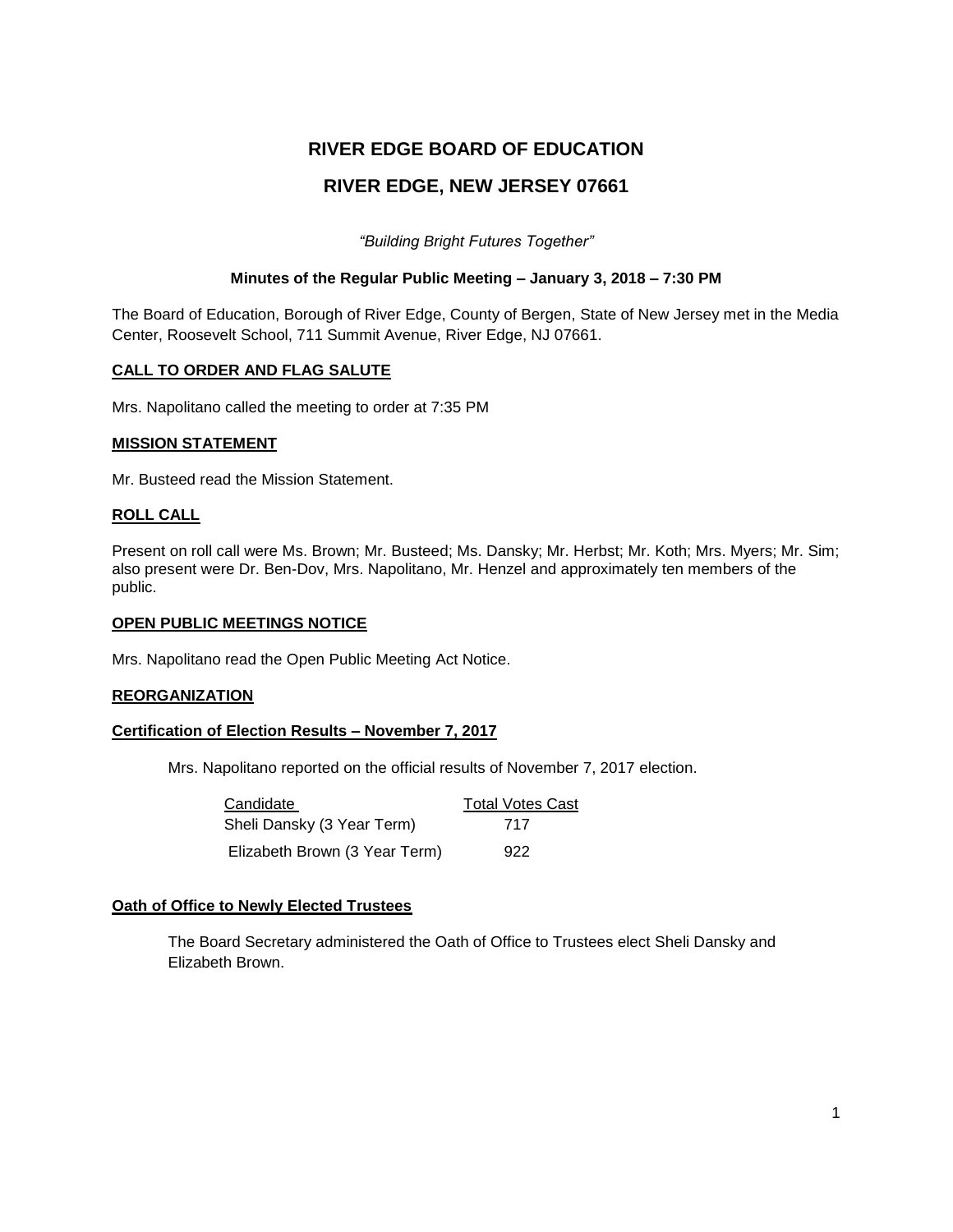# RIVER EDGE BOARD OF EDUCATION

## RIVER EDGE, NEW JERSEY 07661

*"Building Bright Futures Together"*

**Minutes of the Regular Public Meeting – January 3, 2018 – 7:30 PM**

The Board of Education, Borough of River Edge, County of Bergen, State of New Jersey met in the Media Center, Roosevelt School, 711 Summit Avenue, River Edge, NJ 07661.

### CALL TO ORDER AND FLAG SALUTE

Mrs. Napolitano called the meeting to order at 7:35 PM

### MISSION STATEMENT

Mr. Busteed read the Mission Statement.

### ROLL CALL

Present on roll call were Ms. Brown; Mr. Busteed; Ms. Dansky; Mr. Herbst; Mr. Koth; Mrs. Myers; Mr. Sim; also present were Dr. Ben-Dov, Mrs. Napolitano, Mr. Henzel and approximately ten members of the public.

### OPEN PUBLIC MEETINGS NOTICE

Mrs. Napolitano read the Open Public Meeting Act Notice.

### REORGANIZATION

### Certification of Election Results – November 7, 2017

Mrs. Napolitano reported on the official results of November 7, 2017 election.

| Candidate | Total Votes Cast |
|---|---|
| Sheli Dansky (3 Year Term) | 717 |
| Elizabeth Brown (3 Year Term) | 922 |

### Oath of Office to Newly Elected Trustees

The Board Secretary administered the Oath of Office to Trustees elect Sheli Dansky and Elizabeth Brown.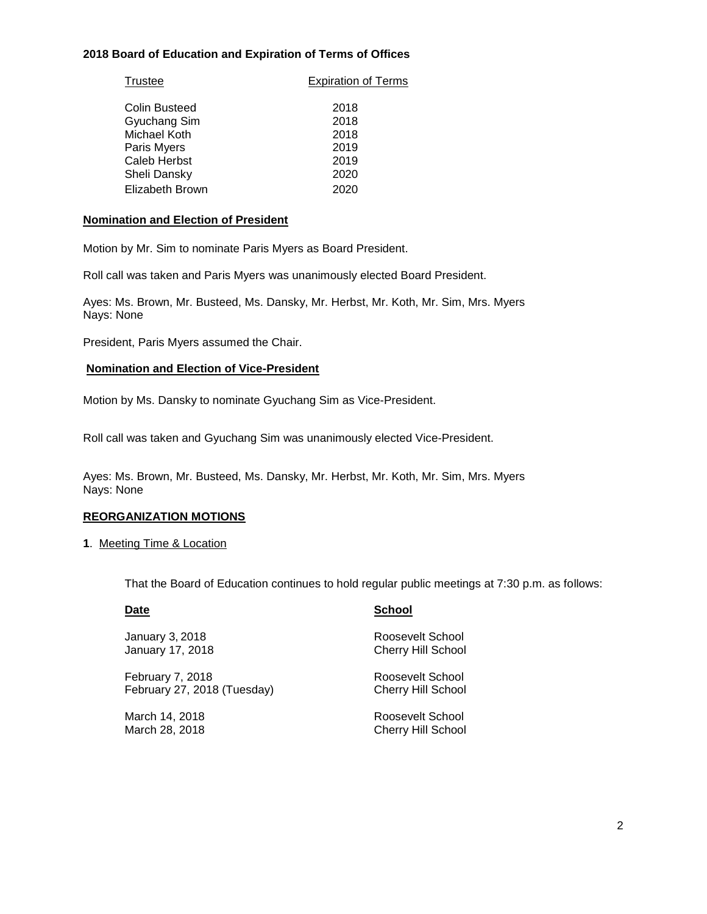**2018 Board of Education and Expiration of Terms of Offices**

| Trustee | Expiration of Terms |
|---|---|
| Colin Busteed | 2018 |
| Gyuchang Sim | 2018 |
| Michael Koth | 2018 |
| Paris Myers | 2019 |
| Caleb Herbst | 2019 |
| Sheli Dansky | 2020 |
| Elizabeth Brown | 2020 |

**Nomination and Election of President**

Motion by Mr. Sim to nominate Paris Myers as Board President.

Roll call was taken and Paris Myers was unanimously elected Board President.

Ayes: Ms. Brown, Mr. Busteed, Ms. Dansky, Mr. Herbst, Mr. Koth, Mr. Sim, Mrs. Myers
Nays: None

President, Paris Myers assumed the Chair.

**Nomination and Election of Vice-President**

Motion by Ms. Dansky to nominate Gyuchang Sim as Vice-President.

Roll call was taken and Gyuchang Sim was unanimously elected Vice-President.

Ayes: Ms. Brown, Mr. Busteed, Ms. Dansky, Mr. Herbst, Mr. Koth, Mr. Sim, Mrs. Myers
Nays: None

**REORGANIZATION MOTIONS**

**1**. Meeting Time & Location

That the Board of Education continues to hold regular public meetings at 7:30 p.m. as follows:

| Date | School |
|---|---|
| January 3, 2018 | Roosevelt School |
| January 17, 2018 | Cherry Hill School |
| February 7, 2018 | Roosevelt School |
| February 27, 2018 (Tuesday) | Cherry Hill School |
| March 14, 2018 | Roosevelt School |
| March 28, 2018 | Cherry Hill School |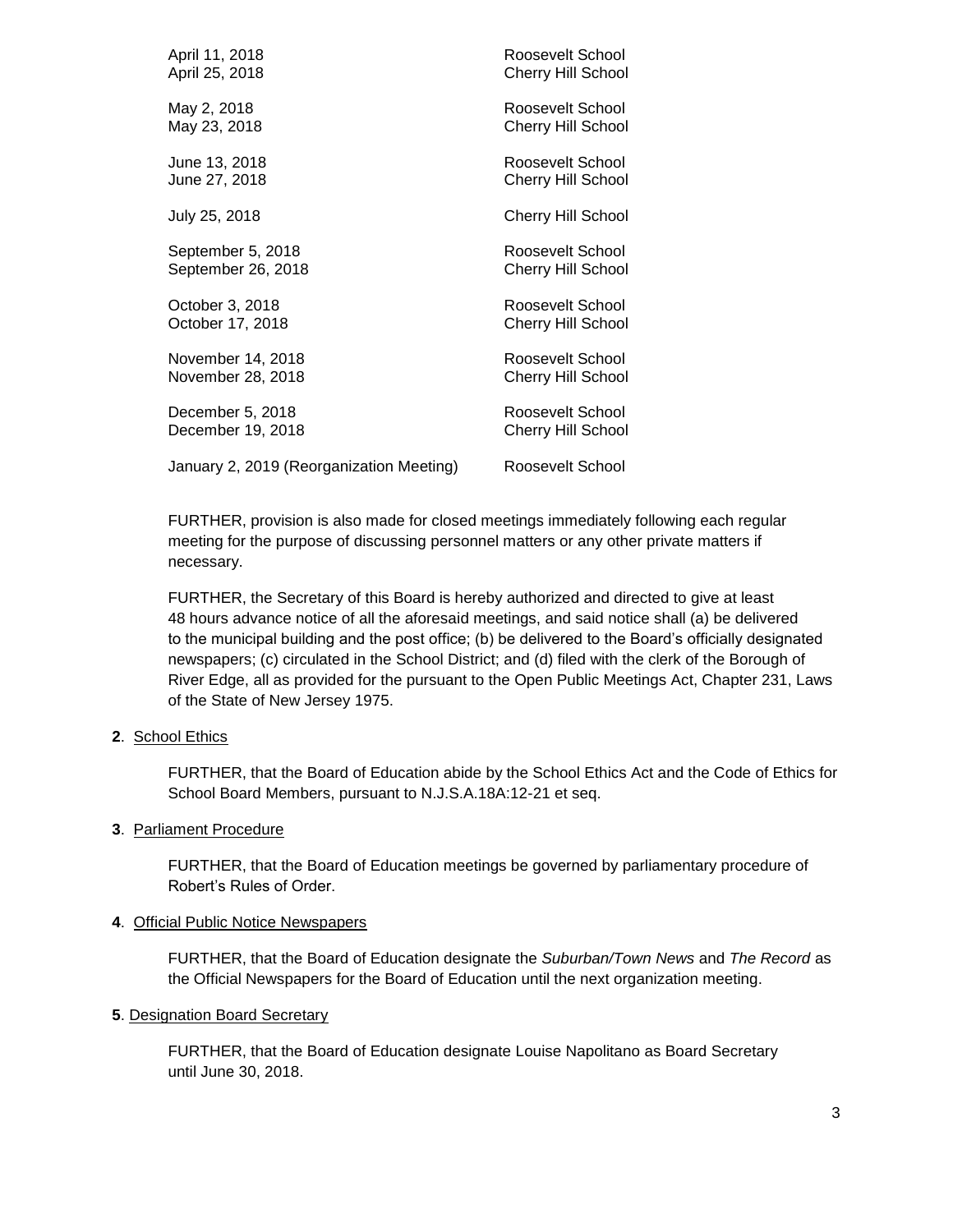| | |
|---|---|
| April 11, 2018 | Roosevelt School |
| April 25, 2018 | Cherry Hill School |
| May 2, 2018 | Roosevelt School |
| May 23, 2018 | Cherry Hill School |
| June 13, 2018 | Roosevelt School |
| June 27, 2018 | Cherry Hill School |
| July 25, 2018 | Cherry Hill School |
| September 5, 2018 | Roosevelt School |
| September 26, 2018 | Cherry Hill School |
| October 3, 2018 | Roosevelt School |
| October 17, 2018 | Cherry Hill School |
| November 14, 2018 | Roosevelt School |
| November 28, 2018 | Cherry Hill School |
| December 5, 2018 | Roosevelt School |
| December 19, 2018 | Cherry Hill School |
| January 2, 2019 (Reorganization Meeting) | Roosevelt School |

FURTHER, provision is also made for closed meetings immediately following each regular meeting for the purpose of discussing personnel matters or any other private matters if necessary.

FURTHER, the Secretary of this Board is hereby authorized and directed to give at least 48 hours advance notice of all the aforesaid meetings, and said notice shall (a) be delivered to the municipal building and the post office; (b) be delivered to the Board's officially designated newspapers; (c) circulated in the School District; and (d) filed with the clerk of the Borough of River Edge, all as provided for the pursuant to the Open Public Meetings Act, Chapter 231, Laws of the State of New Jersey 1975.

**2**. School Ethics

FURTHER, that the Board of Education abide by the School Ethics Act and the Code of Ethics for School Board Members, pursuant to N.J.S.A.18A:12-21 et seq.

**3**. Parliament Procedure

FURTHER, that the Board of Education meetings be governed by parliamentary procedure of Robert's Rules of Order.

**4**. Official Public Notice Newspapers

FURTHER, that the Board of Education designate the *Suburban/Town News* and *The Record* as the Official Newspapers for the Board of Education until the next organization meeting.

**5**. Designation Board Secretary

FURTHER, that the Board of Education designate Louise Napolitano as Board Secretary until June 30, 2018.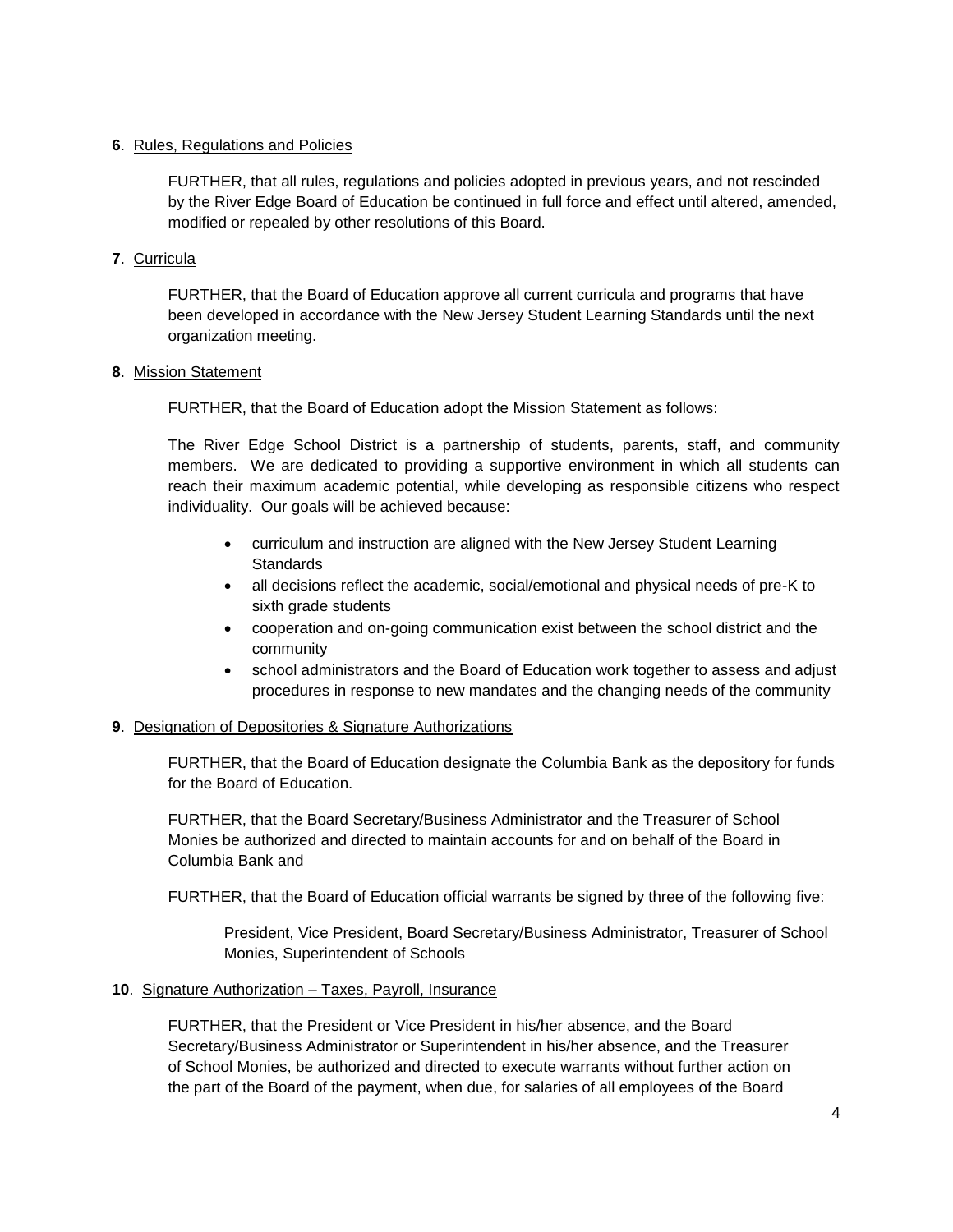**6**. <u>Rules, Regulations and Policies</u>

FURTHER, that all rules, regulations and policies adopted in previous years, and not rescinded by the River Edge Board of Education be continued in full force and effect until altered, amended, modified or repealed by other resolutions of this Board.

**7**. <u>Curricula</u>

FURTHER, that the Board of Education approve all current curricula and programs that have been developed in accordance with the New Jersey Student Learning Standards until the next organization meeting.

**8**. <u>Mission Statement</u>

FURTHER, that the Board of Education adopt the Mission Statement as follows:

The River Edge School District is a partnership of students, parents, staff, and community members. We are dedicated to providing a supportive environment in which all students can reach their maximum academic potential, while developing as responsible citizens who respect individuality. Our goals will be achieved because:

- curriculum and instruction are aligned with the New Jersey Student Learning Standards
- all decisions reflect the academic, social/emotional and physical needs of pre-K to sixth grade students
- cooperation and on-going communication exist between the school district and the community
- school administrators and the Board of Education work together to assess and adjust procedures in response to new mandates and the changing needs of the community

**9**. <u>Designation of Depositories & Signature Authorizations</u>

FURTHER, that the Board of Education designate the Columbia Bank as the depository for funds for the Board of Education.

FURTHER, that the Board Secretary/Business Administrator and the Treasurer of School Monies be authorized and directed to maintain accounts for and on behalf of the Board in Columbia Bank and

FURTHER, that the Board of Education official warrants be signed by three of the following five:

President, Vice President, Board Secretary/Business Administrator, Treasurer of School Monies, Superintendent of Schools

**10**. <u>Signature Authorization – Taxes, Payroll, Insurance</u>

FURTHER, that the President or Vice President in his/her absence, and the Board Secretary/Business Administrator or Superintendent in his/her absence, and the Treasurer of School Monies, be authorized and directed to execute warrants without further action on the part of the Board of the payment, when due, for salaries of all employees of the Board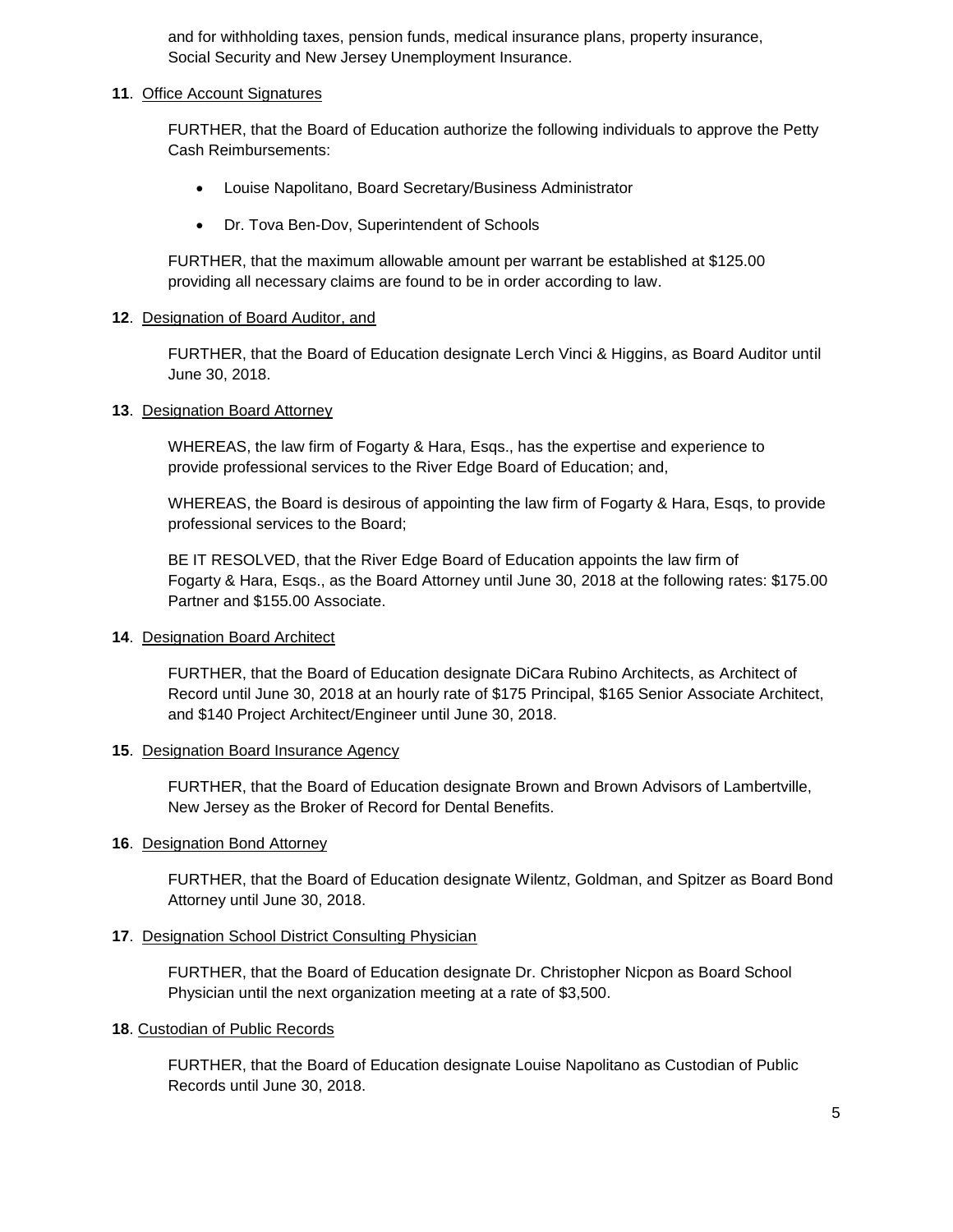and for withholding taxes, pension funds, medical insurance plans, property insurance, Social Security and New Jersey Unemployment Insurance.

**11**. Office Account Signatures

FURTHER, that the Board of Education authorize the following individuals to approve the Petty Cash Reimbursements:

- Louise Napolitano, Board Secretary/Business Administrator
- Dr. Tova Ben-Dov, Superintendent of Schools

FURTHER, that the maximum allowable amount per warrant be established at $125.00 providing all necessary claims are found to be in order according to law.

**12**. Designation of Board Auditor, and

FURTHER, that the Board of Education designate Lerch Vinci & Higgins, as Board Auditor until June 30, 2018.

**13**. Designation Board Attorney

WHEREAS, the law firm of Fogarty & Hara, Esqs., has the expertise and experience to provide professional services to the River Edge Board of Education; and,

WHEREAS, the Board is desirous of appointing the law firm of Fogarty & Hara, Esqs, to provide professional services to the Board;

BE IT RESOLVED, that the River Edge Board of Education appoints the law firm of Fogarty & Hara, Esqs., as the Board Attorney until June 30, 2018 at the following rates: $175.00 Partner and $155.00 Associate.

**14**. Designation Board Architect

FURTHER, that the Board of Education designate DiCara Rubino Architects, as Architect of Record until June 30, 2018 at an hourly rate of $175 Principal, $165 Senior Associate Architect, and $140 Project Architect/Engineer until June 30, 2018.

**15**. Designation Board Insurance Agency

FURTHER, that the Board of Education designate Brown and Brown Advisors of Lambertville, New Jersey as the Broker of Record for Dental Benefits.

**16**. Designation Bond Attorney

FURTHER, that the Board of Education designate Wilentz, Goldman, and Spitzer as Board Bond Attorney until June 30, 2018.

**17**. Designation School District Consulting Physician

FURTHER, that the Board of Education designate Dr. Christopher Nicpon as Board School Physician until the next organization meeting at a rate of $3,500.

**18**. Custodian of Public Records

FURTHER, that the Board of Education designate Louise Napolitano as Custodian of Public Records until June 30, 2018.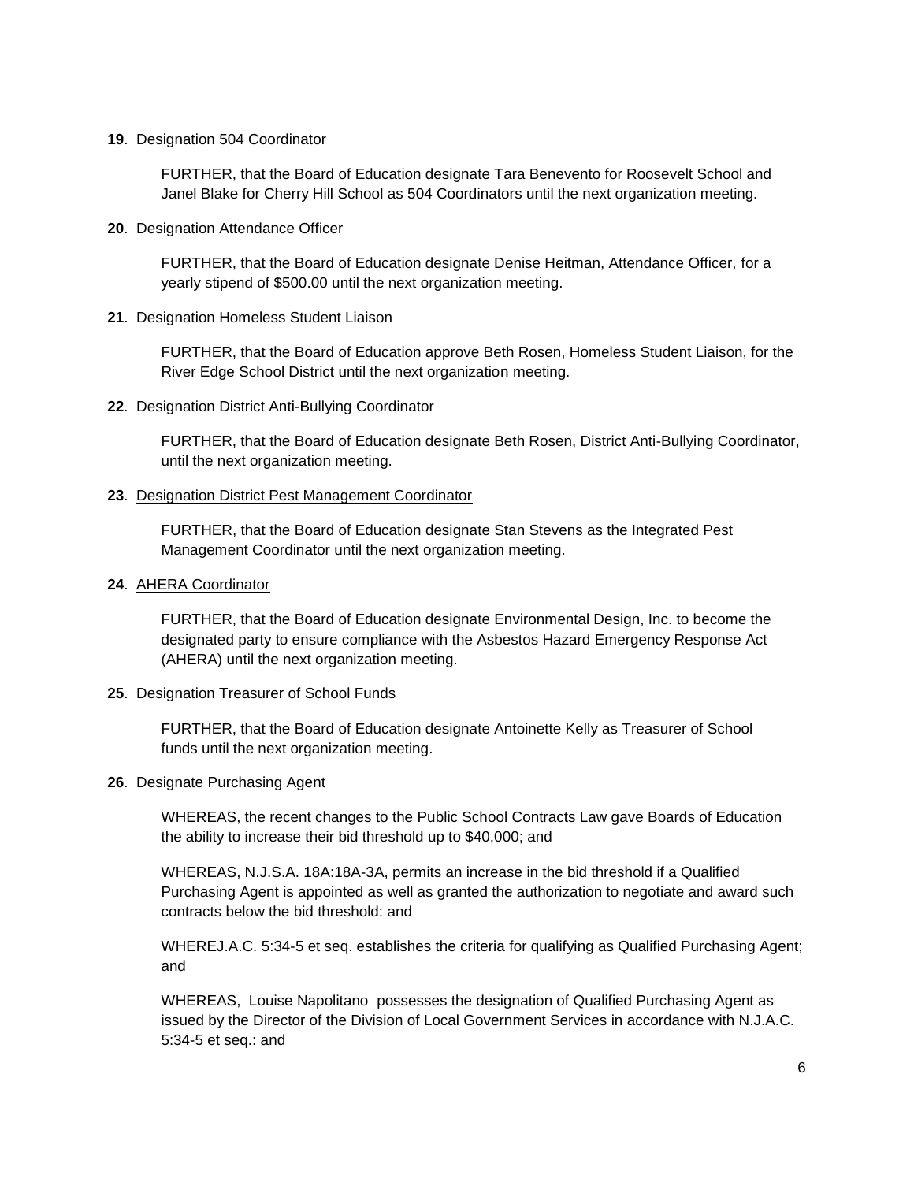**19**. Designation 504 Coordinator

FURTHER, that the Board of Education designate Tara Benevento for Roosevelt School and Janel Blake for Cherry Hill School as 504 Coordinators until the next organization meeting.

**20**. Designation Attendance Officer

FURTHER, that the Board of Education designate Denise Heitman, Attendance Officer, for a yearly stipend of $500.00 until the next organization meeting.

**21**. Designation Homeless Student Liaison

FURTHER, that the Board of Education approve Beth Rosen, Homeless Student Liaison, for the River Edge School District until the next organization meeting.

**22**. Designation District Anti-Bullying Coordinator

FURTHER, that the Board of Education designate Beth Rosen, District Anti-Bullying Coordinator, until the next organization meeting.

**23**. Designation District Pest Management Coordinator

FURTHER, that the Board of Education designate Stan Stevens as the Integrated Pest Management Coordinator until the next organization meeting.

**24**. AHERA Coordinator

FURTHER, that the Board of Education designate Environmental Design, Inc. to become the designated party to ensure compliance with the Asbestos Hazard Emergency Response Act (AHERA) until the next organization meeting.

**25**. Designation Treasurer of School Funds

FURTHER, that the Board of Education designate Antoinette Kelly as Treasurer of School funds until the next organization meeting.

**26**. Designate Purchasing Agent

WHEREAS, the recent changes to the Public School Contracts Law gave Boards of Education the ability to increase their bid threshold up to $40,000; and

WHEREAS, N.J.S.A. 18A:18A-3A, permits an increase in the bid threshold if a Qualified Purchasing Agent is appointed as well as granted the authorization to negotiate and award such contracts below the bid threshold: and

WHEREJ.A.C. 5:34-5 et seq. establishes the criteria for qualifying as Qualified Purchasing Agent; and

WHEREAS, Louise Napolitano possesses the designation of Qualified Purchasing Agent as issued by the Director of the Division of Local Government Services in accordance with N.J.A.C. 5:34-5 et seq.: and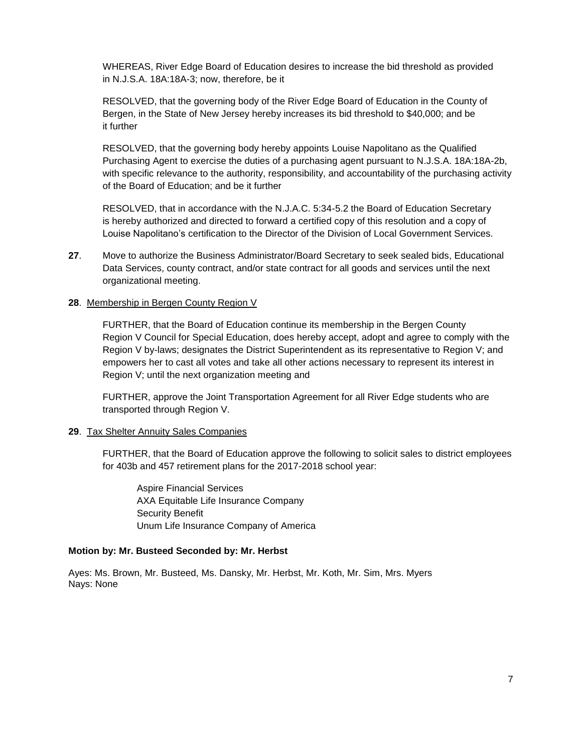WHEREAS, River Edge Board of Education desires to increase the bid threshold as provided in N.J.S.A. 18A:18A-3; now, therefore, be it

RESOLVED, that the governing body of the River Edge Board of Education in the County of Bergen, in the State of New Jersey hereby increases its bid threshold to $40,000; and be it further

RESOLVED, that the governing body hereby appoints Louise Napolitano as the Qualified Purchasing Agent to exercise the duties of a purchasing agent pursuant to N.J.S.A. 18A:18A-2b, with specific relevance to the authority, responsibility, and accountability of the purchasing activity of the Board of Education; and be it further

RESOLVED, that in accordance with the N.J.A.C. 5:34-5.2 the Board of Education Secretary is hereby authorized and directed to forward a certified copy of this resolution and a copy of Louise Napolitano's certification to the Director of the Division of Local Government Services.

**27**. Move to authorize the Business Administrator/Board Secretary to seek sealed bids, Educational Data Services, county contract, and/or state contract for all goods and services until the next organizational meeting.

**28**. <u>Membership in Bergen County Region V</u>

FURTHER, that the Board of Education continue its membership in the Bergen County Region V Council for Special Education, does hereby accept, adopt and agree to comply with the Region V by-laws; designates the District Superintendent as its representative to Region V; and empowers her to cast all votes and take all other actions necessary to represent its interest in Region V; until the next organization meeting and

FURTHER, approve the Joint Transportation Agreement for all River Edge students who are transported through Region V.

**29**. <u>Tax Shelter Annuity Sales Companies</u>

FURTHER, that the Board of Education approve the following to solicit sales to district employees for 403b and 457 retirement plans for the 2017-2018 school year:

Aspire Financial Services
AXA Equitable Life Insurance Company
Security Benefit
Unum Life Insurance Company of America

**Motion by: Mr. Busteed Seconded by: Mr. Herbst**

Ayes: Ms. Brown, Mr. Busteed, Ms. Dansky, Mr. Herbst, Mr. Koth, Mr. Sim, Mrs. Myers
Nays: None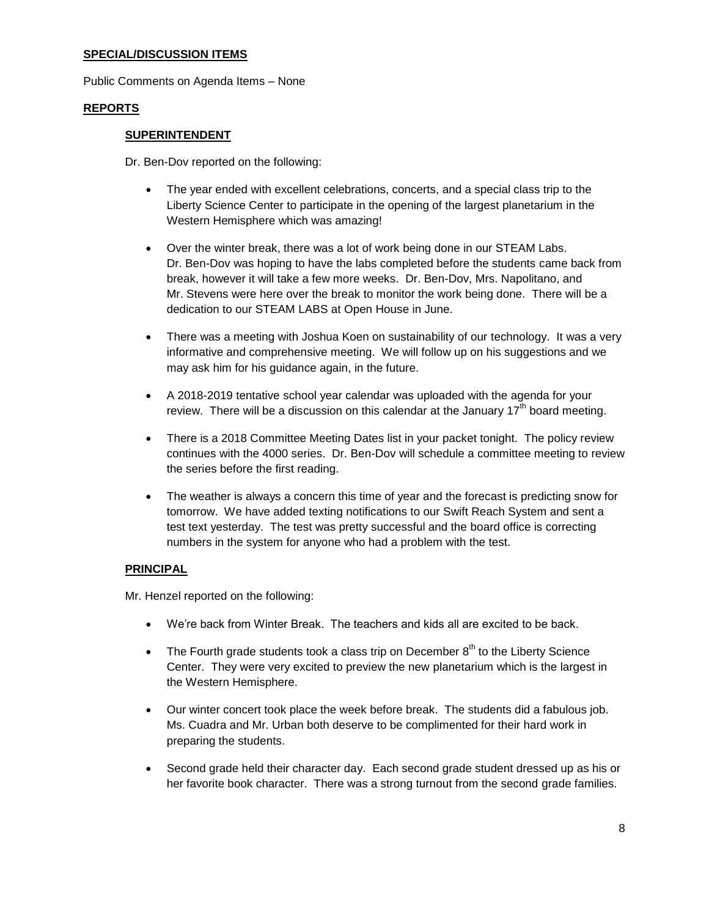**SPECIAL/DISCUSSION ITEMS**

Public Comments on Agenda Items – None

**REPORTS**

**SUPERINTENDENT**

Dr. Ben-Dov reported on the following:

- The year ended with excellent celebrations, concerts, and a special class trip to the Liberty Science Center to participate in the opening of the largest planetarium in the Western Hemisphere which was amazing!
- Over the winter break, there was a lot of work being done in our STEAM Labs. Dr. Ben-Dov was hoping to have the labs completed before the students came back from break, however it will take a few more weeks. Dr. Ben-Dov, Mrs. Napolitano, and Mr. Stevens were here over the break to monitor the work being done. There will be a dedication to our STEAM LABS at Open House in June.
- There was a meeting with Joshua Koen on sustainability of our technology. It was a very informative and comprehensive meeting. We will follow up on his suggestions and we may ask him for his guidance again, in the future.
- A 2018-2019 tentative school year calendar was uploaded with the agenda for your review. There will be a discussion on this calendar at the January 17th board meeting.
- There is a 2018 Committee Meeting Dates list in your packet tonight. The policy review continues with the 4000 series. Dr. Ben-Dov will schedule a committee meeting to review the series before the first reading.
- The weather is always a concern this time of year and the forecast is predicting snow for tomorrow. We have added texting notifications to our Swift Reach System and sent a test text yesterday. The test was pretty successful and the board office is correcting numbers in the system for anyone who had a problem with the test.

**PRINCIPAL**

Mr. Henzel reported on the following:

- We're back from Winter Break. The teachers and kids all are excited to be back.
- The Fourth grade students took a class trip on December 8th to the Liberty Science Center. They were very excited to preview the new planetarium which is the largest in the Western Hemisphere.
- Our winter concert took place the week before break. The students did a fabulous job. Ms. Cuadra and Mr. Urban both deserve to be complimented for their hard work in preparing the students.
- Second grade held their character day. Each second grade student dressed up as his or her favorite book character. There was a strong turnout from the second grade families.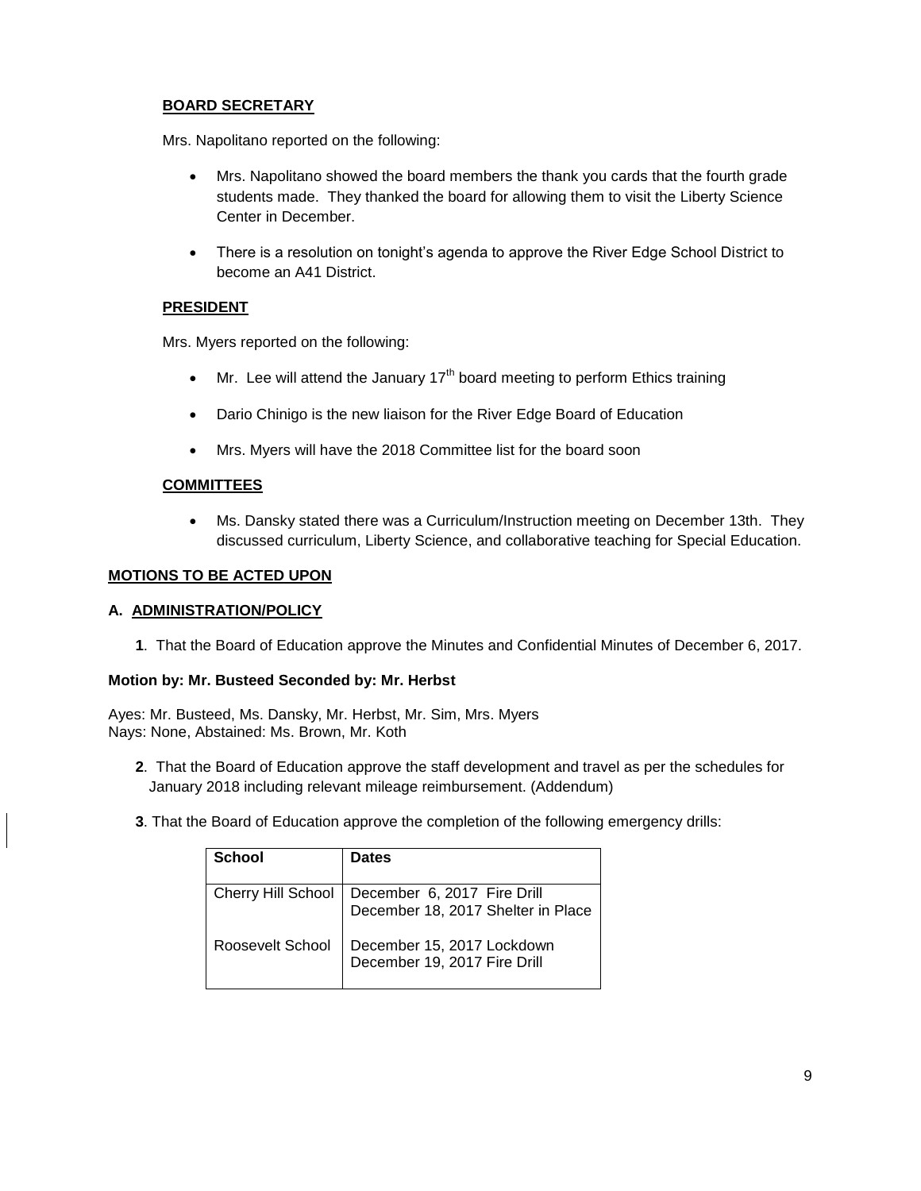### BOARD SECRETARY

Mrs. Napolitano reported on the following:

- Mrs. Napolitano showed the board members the thank you cards that the fourth grade students made. They thanked the board for allowing them to visit the Liberty Science Center in December.
- There is a resolution on tonight's agenda to approve the River Edge School District to become an A41 District.

### PRESIDENT

Mrs. Myers reported on the following:

- Mr. Lee will attend the January 17th board meeting to perform Ethics training
- Dario Chinigo is the new liaison for the River Edge Board of Education
- Mrs. Myers will have the 2018 Committee list for the board soon

### COMMITTEES

- Ms. Dansky stated there was a Curriculum/Instruction meeting on December 13th. They discussed curriculum, Liberty Science, and collaborative teaching for Special Education.

## MOTIONS TO BE ACTED UPON

### A. ADMINISTRATION/POLICY

**1**. That the Board of Education approve the Minutes and Confidential Minutes of December 6, 2017.

**Motion by: Mr. Busteed Seconded by: Mr. Herbst**

Ayes: Mr. Busteed, Ms. Dansky, Mr. Herbst, Mr. Sim, Mrs. Myers
Nays: None, Abstained: Ms. Brown, Mr. Koth

**2**. That the Board of Education approve the staff development and travel as per the schedules for January 2018 including relevant mileage reimbursement. (Addendum)

**3**. That the Board of Education approve the completion of the following emergency drills:

| School | Dates |
|---|---|
| Cherry Hill School | December 6, 2017 Fire Drill<br>December 18, 2017 Shelter in Place |
| Roosevelt School | December 15, 2017 Lockdown<br>December 19, 2017 Fire Drill |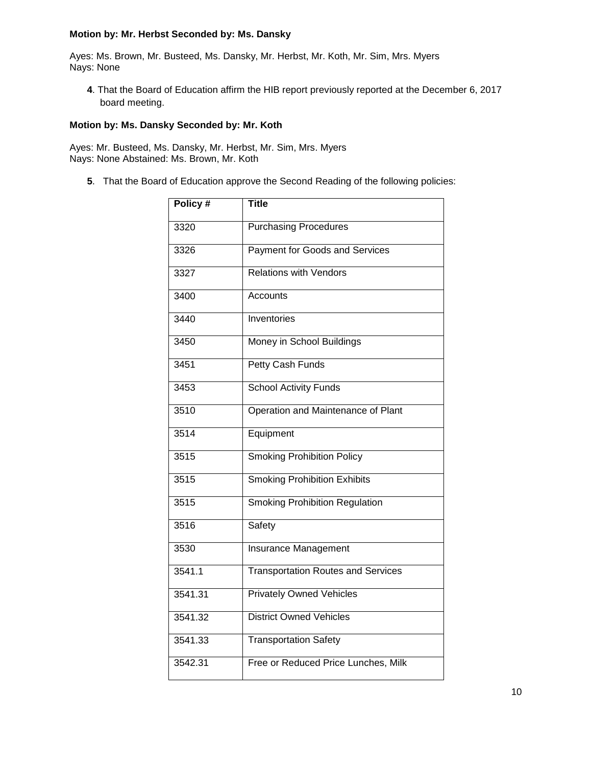**Motion by: Mr. Herbst Seconded by: Ms. Dansky**

Ayes: Ms. Brown, Mr. Busteed, Ms. Dansky, Mr. Herbst, Mr. Koth, Mr. Sim, Mrs. Myers
Nays: None

**4**. That the Board of Education affirm the HIB report previously reported at the December 6, 2017 board meeting.

**Motion by: Ms. Dansky Seconded by: Mr. Koth**

Ayes: Mr. Busteed, Ms. Dansky, Mr. Herbst, Mr. Sim, Mrs. Myers
Nays: None Abstained: Ms. Brown, Mr. Koth

**5**. That the Board of Education approve the Second Reading of the following policies:

| Policy # | Title |
|---|---|
| 3320 | Purchasing Procedures |
| 3326 | Payment for Goods and Services |
| 3327 | Relations with Vendors |
| 3400 | Accounts |
| 3440 | Inventories |
| 3450 | Money in School Buildings |
| 3451 | Petty Cash Funds |
| 3453 | School Activity Funds |
| 3510 | Operation and Maintenance of Plant |
| 3514 | Equipment |
| 3515 | Smoking Prohibition Policy |
| 3515 | Smoking Prohibition Exhibits |
| 3515 | Smoking Prohibition Regulation |
| 3516 | Safety |
| 3530 | Insurance Management |
| 3541.1 | Transportation Routes and Services |
| 3541.31 | Privately Owned Vehicles |
| 3541.32 | District Owned Vehicles |
| 3541.33 | Transportation Safety |
| 3542.31 | Free or Reduced Price Lunches, Milk |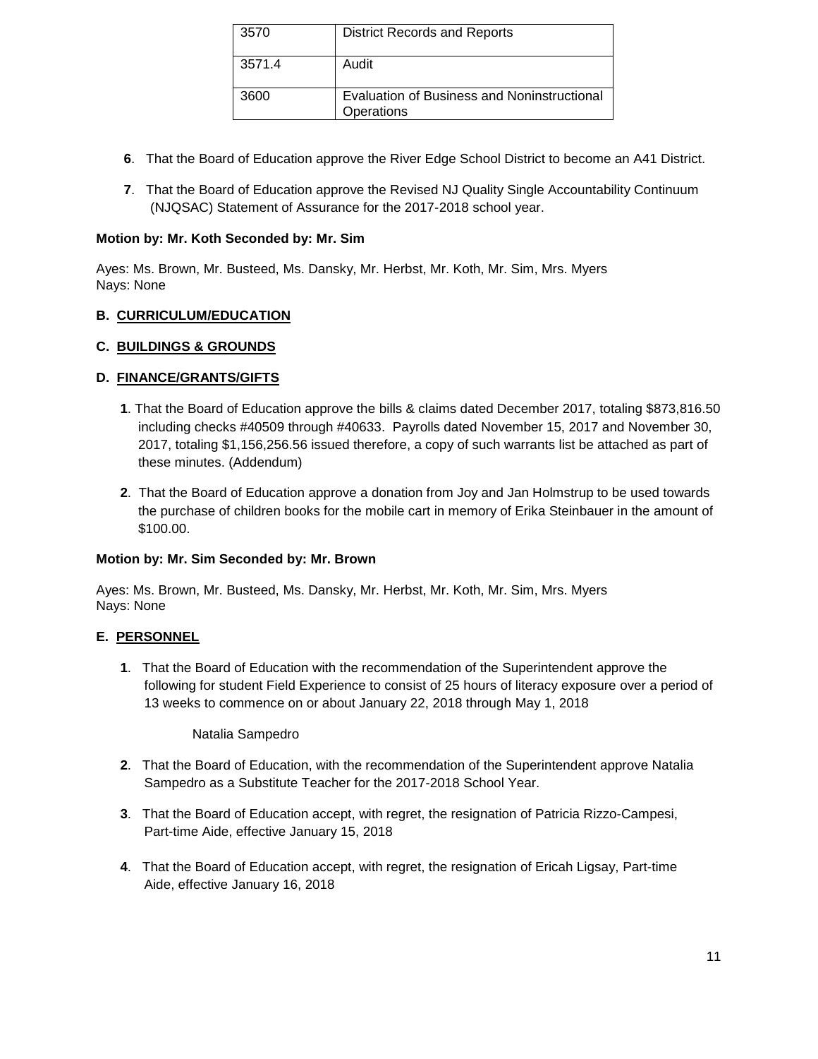| 3570 | District Records and Reports |
|---|---|
| 3571.4 | Audit |
| 3600 | Evaluation of Business and Noninstructional Operations |

**6**. That the Board of Education approve the River Edge School District to become an A41 District.

**7**. That the Board of Education approve the Revised NJ Quality Single Accountability Continuum (NJQSAC) Statement of Assurance for the 2017-2018 school year.

**Motion by: Mr. Koth Seconded by: Mr. Sim**

Ayes: Ms. Brown, Mr. Busteed, Ms. Dansky, Mr. Herbst, Mr. Koth, Mr. Sim, Mrs. Myers
Nays: None

**B. CURRICULUM/EDUCATION**

**C. BUILDINGS & GROUNDS**

**D. FINANCE/GRANTS/GIFTS**

**1**. That the Board of Education approve the bills & claims dated December 2017, totaling $873,816.50 including checks #40509 through #40633. Payrolls dated November 15, 2017 and November 30, 2017, totaling $1,156,256.56 issued therefore, a copy of such warrants list be attached as part of these minutes. (Addendum)

**2**. That the Board of Education approve a donation from Joy and Jan Holmstrup to be used towards the purchase of children books for the mobile cart in memory of Erika Steinbauer in the amount of $100.00.

**Motion by: Mr. Sim Seconded by: Mr. Brown**

Ayes: Ms. Brown, Mr. Busteed, Ms. Dansky, Mr. Herbst, Mr. Koth, Mr. Sim, Mrs. Myers
Nays: None

**E. PERSONNEL**

**1**. That the Board of Education with the recommendation of the Superintendent approve the following for student Field Experience to consist of 25 hours of literacy exposure over a period of 13 weeks to commence on or about January 22, 2018 through May 1, 2018

Natalia Sampedro

**2**. That the Board of Education, with the recommendation of the Superintendent approve Natalia Sampedro as a Substitute Teacher for the 2017-2018 School Year.

**3**. That the Board of Education accept, with regret, the resignation of Patricia Rizzo-Campesi, Part-time Aide, effective January 15, 2018

**4**. That the Board of Education accept, with regret, the resignation of Ericah Ligsay, Part-time Aide, effective January 16, 2018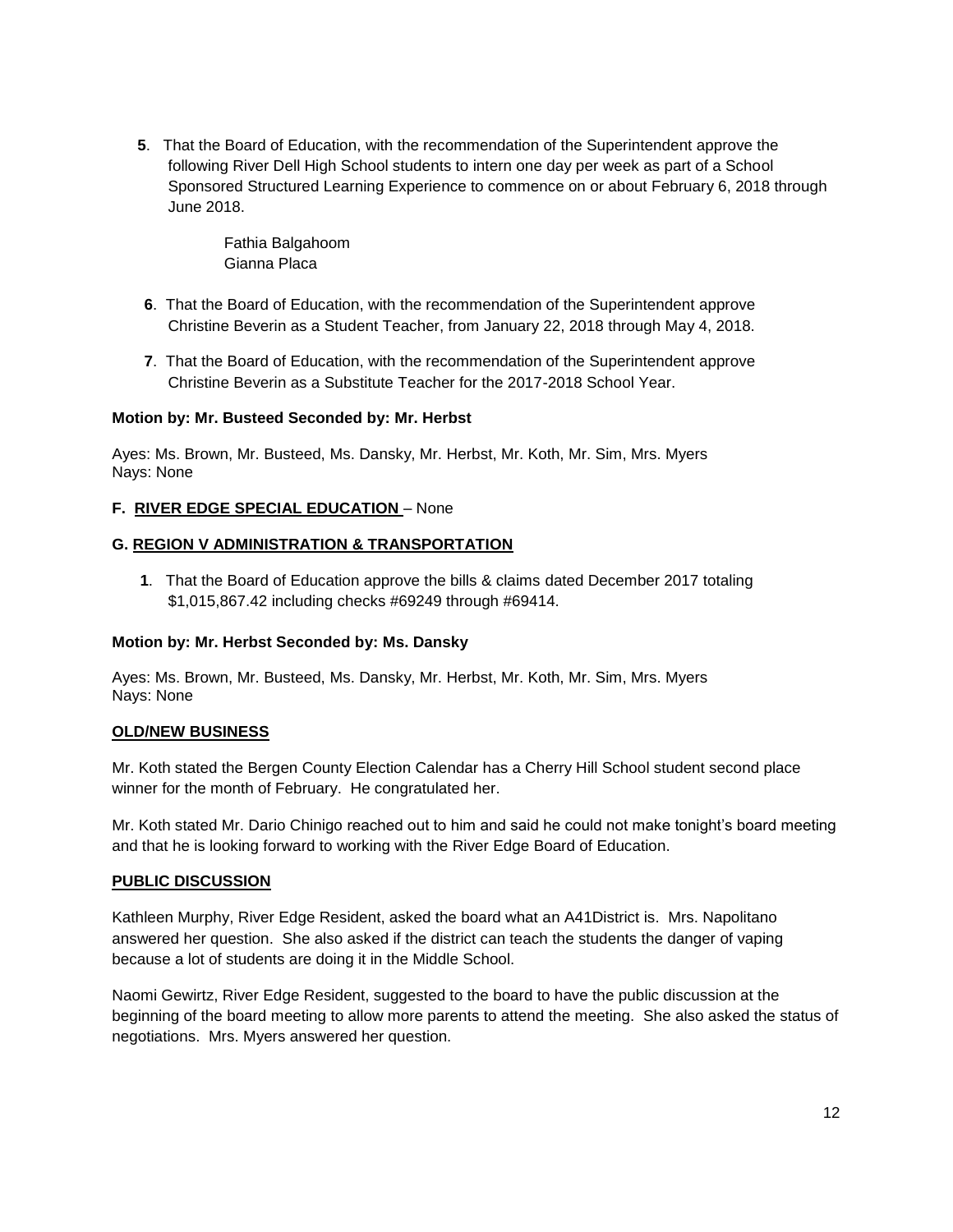**5**. That the Board of Education, with the recommendation of the Superintendent approve the following River Dell High School students to intern one day per week as part of a School Sponsored Structured Learning Experience to commence on or about February 6, 2018 through June 2018.

Fathia Balgahoom
Gianna Placa

**6**. That the Board of Education, with the recommendation of the Superintendent approve Christine Beverin as a Student Teacher, from January 22, 2018 through May 4, 2018.

**7**. That the Board of Education, with the recommendation of the Superintendent approve Christine Beverin as a Substitute Teacher for the 2017-2018 School Year.

**Motion by: Mr. Busteed Seconded by: Mr. Herbst**

Ayes: Ms. Brown, Mr. Busteed, Ms. Dansky, Mr. Herbst, Mr. Koth, Mr. Sim, Mrs. Myers
Nays: None

**F. <u>RIVER EDGE SPECIAL EDUCATION</u>** – None

**G. <u>REGION V ADMINISTRATION & TRANSPORTATION</u>**

**1**. That the Board of Education approve the bills & claims dated December 2017 totaling $1,015,867.42 including checks #69249 through #69414.

**Motion by: Mr. Herbst Seconded by: Ms. Dansky**

Ayes: Ms. Brown, Mr. Busteed, Ms. Dansky, Mr. Herbst, Mr. Koth, Mr. Sim, Mrs. Myers
Nays: None

**<u>OLD/NEW BUSINESS</u>**

Mr. Koth stated the Bergen County Election Calendar has a Cherry Hill School student second place winner for the month of February. He congratulated her.

Mr. Koth stated Mr. Dario Chinigo reached out to him and said he could not make tonight's board meeting and that he is looking forward to working with the River Edge Board of Education.

**<u>PUBLIC DISCUSSION</u>**

Kathleen Murphy, River Edge Resident, asked the board what an A41District is. Mrs. Napolitano answered her question. She also asked if the district can teach the students the danger of vaping because a lot of students are doing it in the Middle School.

Naomi Gewirtz, River Edge Resident, suggested to the board to have the public discussion at the beginning of the board meeting to allow more parents to attend the meeting. She also asked the status of negotiations. Mrs. Myers answered her question.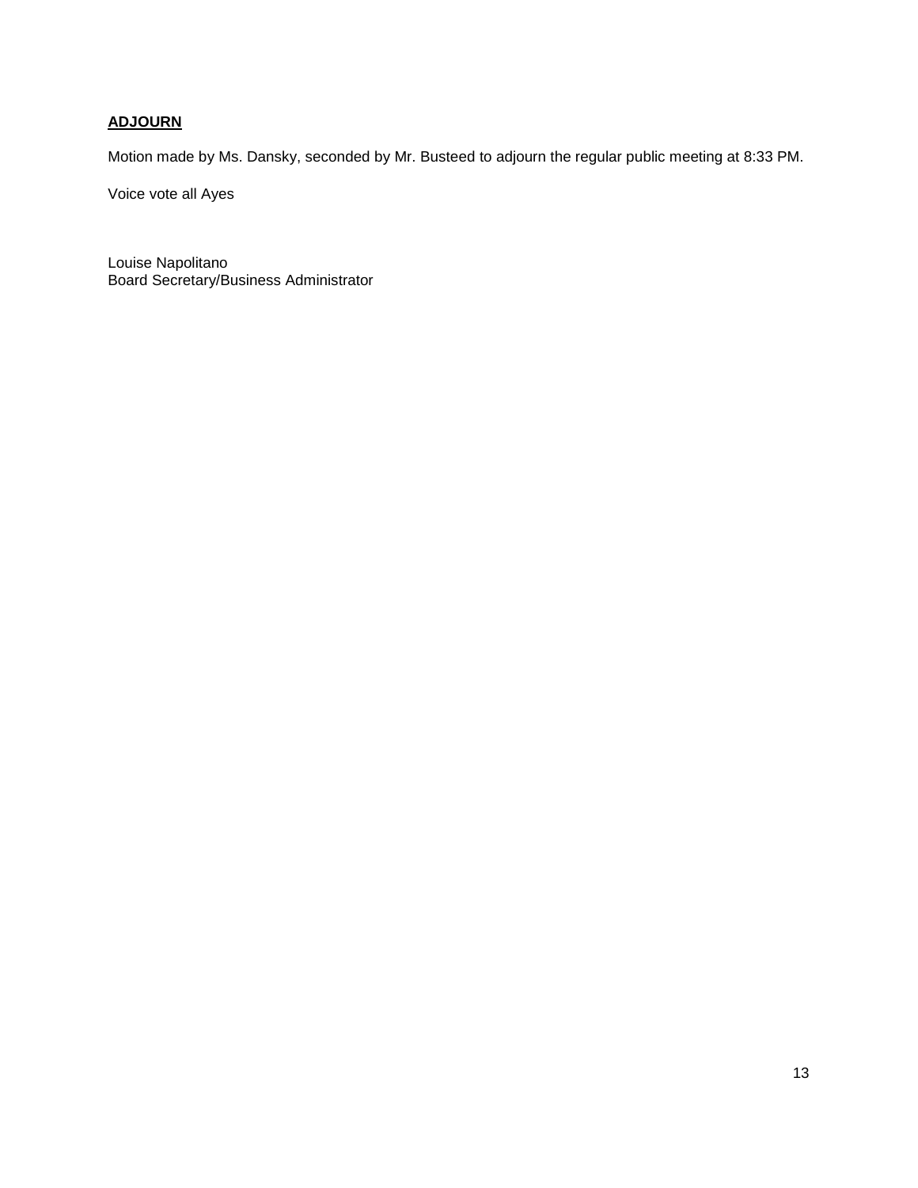**ADJOURN**

Motion made by Ms. Dansky, seconded by Mr. Busteed to adjourn the regular public meeting at 8:33 PM.

Voice vote all Ayes

Louise Napolitano
Board Secretary/Business Administrator